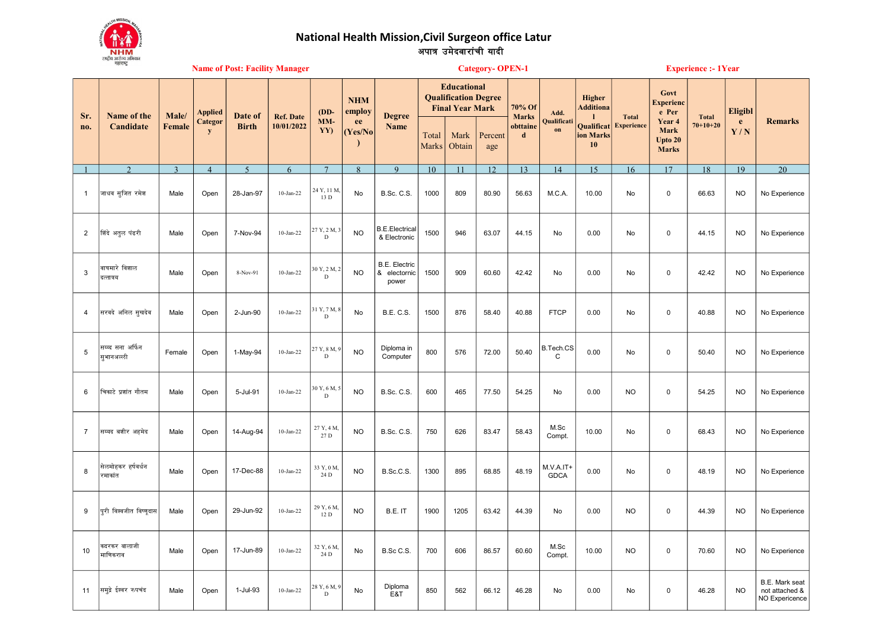# National Health Mission,Civil Surgeon office Latur

## अपात्र उमेदवारांची यादी

**Name of Post: Facility Manager** | **Category- OPEN-1** | **Experience :- 1Year**

| Sr. no. | Name of the Candidate | Male/ Female | Applied Category | Date of Birth | Ref. Date 10/01/2022 | (DD-MM-YY) | NHM employee (Yes/No) | Degree Name | Educational Qualification Degree Final Year Mark | | | 70% Of Marks obttained | Add. Qualification | Higher Additional Qualification Marks 10 | Total Experience | Govt Experience Per Year 4 Mark Upto 20 Marks | Total 70+10+20 | Eligible Y / N | Remarks |
|---|---|---|---|---|---|---|---|---|---|---|---|---|---|---|---|---|---|---|---|
| | | | | | | | | | Total Marks | Mark Obtain | Percentage | | | | | | | | |
| 1 | 2 | 3 | 4 | 5 | 6 | 7 | 8 | 9 | 10 | 11 | 12 | 13 | 14 | 15 | 16 | 17 | 18 | 19 | 20 |
| 1 | जाधव सुजित रमेश | Male | Open | 28-Jan-97 | 10-Jan-22 | 24 Y, 11 M, 13 D | No | B.Sc. C.S. | 1000 | 809 | 80.90 | 56.63 | M.C.A. | 10.00 | No | 0 | 66.63 | NO | No Experience |
| 2 | शिंदे अतुल पंढरी | Male | Open | 7-Nov-94 | 10-Jan-22 | 27 Y, 2 M, 3 D | NO | B.E.Electrical & Electronic | 1500 | 946 | 63.07 | 44.15 | No | 0.00 | No | 0 | 44.15 | NO | No Experience |
| 3 | वाघमारे विशाल दत्तात्रय | Male | Open | 8-Nov-91 | 10-Jan-22 | 30 Y, 2 M, 2 D | NO | B.E. Electric & electronic power | 1500 | 909 | 60.60 | 42.42 | No | 0.00 | No | 0 | 42.42 | NO | No Experience |
| 4 | सरवदे अनिल सुखदेव | Male | Open | 2-Jun-90 | 10-Jan-22 | 31 Y, 7 M, 8 D | No | B.E. C.S. | 1500 | 876 | 58.40 | 40.88 | FTCP | 0.00 | No | 0 | 40.88 | NO | No Experience |
| 5 | सय्यद सना अर्फिन सुभानअल्ली | Female | Open | 1-May-94 | 10-Jan-22 | 27 Y, 8 M, 9 D | NO | Diploma in Computer | 800 | 576 | 72.00 | 50.40 | B.Tech.CSC | 0.00 | No | 0 | 50.40 | NO | No Experience |
| 6 | चिकाटे प्रशांत गौतम | Male | Open | 5-Jul-91 | 10-Jan-22 | 30 Y, 6 M, 5 D | NO | B.Sc. C.S. | 600 | 465 | 77.50 | 54.25 | No | 0.00 | NO | 0 | 54.25 | NO | No Experience |
| 7 | सय्यद वजीर अहमेद | Male | Open | 14-Aug-94 | 10-Jan-22 | 27 Y, 4 M, 27 D | NO | B.Sc. C.S. | 750 | 626 | 83.47 | 58.43 | M.Sc Compt. | 10.00 | No | 0 | 68.43 | NO | No Experience |
| 8 | सेलमोहकर हर्षवर्धन रमाकांत | Male | Open | 17-Dec-88 | 10-Jan-22 | 33 Y, 0 M, 24 D | NO | B.Sc.C.S. | 1300 | 895 | 68.85 | 48.19 | M.V.A.IT+ GDCA | 0.00 | No | 0 | 48.19 | NO | No Experience |
| 9 | पुरी विश्वजीत विष्णुदास | Male | Open | 29-Jun-92 | 10-Jan-22 | 29 Y, 6 M, 12 D | NO | B.E. IT | 1900 | 1205 | 63.42 | 44.39 | No | 0.00 | NO | 0 | 44.39 | NO | No Experience |
| 10 | कदरकर बालाजी माणिकराव | Male | Open | 17-Jun-89 | 10-Jan-22 | 32 Y, 6 M, 24 D | No | B.Sc C.S. | 700 | 606 | 86.57 | 60.60 | M.Sc Compt. | 10.00 | NO | 0 | 70.60 | NO | No Experience |
| 11 | समुद्रे ईश्वर रुपचंद | Male | Open | 1-Jul-93 | 10-Jan-22 | 28 Y, 6 M, 9 D | No | Diploma E&T | 850 | 562 | 66.12 | 46.28 | No | 0.00 | No | 0 | 46.28 | NO | B.E. Mark seat not attached & NO Expericence |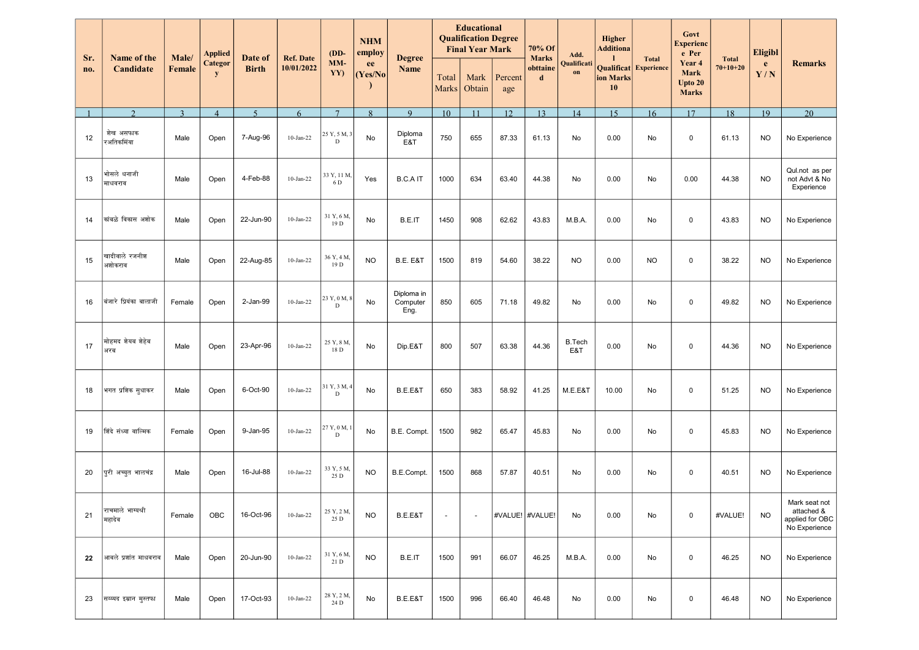| Sr. no. | Name of the Candidate | Male/ Female | Applied Category | Date of Birth | Ref. Date 10/01/2022 | (DD-MM-YY) | NHM employee (Yes/No) | Degree Name | Educational Qualification Degree Final Year Mark | | | 70% Of Marks obttained | Add. Qualification | Higher Additional Qualification Marks 10 | Total Experience | Govt Experience Per Year 4 Mark Upto 20 Marks | Total 70+10+20 | Eligible Y / N | Remarks |
|---|---|---|---|---|---|---|---|---|---|---|---|---|---|---|---|---|---|---|---|
| | | | | | | | | | Total Marks | Mark Obtain | Percentage | | | | | | | | |
| 1 | 2 | 3 | 4 | 5 | 6 | 7 | 8 | 9 | 10 | 11 | 12 | 13 | 14 | 15 | 16 | 17 | 18 | 19 | 20 |
| 12 | शेख असफाक रअतिकमिंया | Male | Open | 7-Aug-96 | 10-Jan-22 | 25 Y, 5 M, 3 D | No | Diploma E&T | 750 | 655 | 87.33 | 61.13 | No | 0.00 | No | 0 | 61.13 | NO | No Experience |
| 13 | भोसले धनाजी माधवराव | Male | Open | 4-Feb-88 | 10-Jan-22 | 33 Y, 11 M, 6 D | Yes | B.C.A IT | 1000 | 634 | 63.40 | 44.38 | No | 0.00 | No | 0.00 | 44.38 | NO | Qul.not as per not Advt & No Experience |
| 14 | कांबळे विकास अशोक | Male | Open | 22-Jun-90 | 10-Jan-22 | 31 Y, 6 M, 19 D | No | B.E.IT | 1450 | 908 | 62.62 | 43.83 | M.B.A. | 0.00 | No | 0 | 43.83 | NO | No Experience |
| 15 | खादीवाले रजनीश अशोकराव | Male | Open | 22-Aug-85 | 10-Jan-22 | 36 Y, 4 M, 19 D | NO | B.E. E&T | 1500 | 819 | 54.60 | 38.22 | NO | 0.00 | NO | 0 | 38.22 | NO | No Experience |
| 16 | बंजारे प्रियंका बालाजी | Female | Open | 2-Jan-99 | 10-Jan-22 | 23 Y, 0 M, 8 D | No | Diploma in Computer Eng. | 850 | 605 | 71.18 | 49.82 | No | 0.00 | No | 0 | 49.82 | NO | No Experience |
| 17 | मोहमद शेयब शेहेब अरब | Male | Open | 23-Apr-96 | 10-Jan-22 | 25 Y, 8 M, 18 D | No | Dip.E&T | 800 | 507 | 63.38 | 44.36 | B.Tech E&T | 0.00 | No | 0 | 44.36 | NO | No Experience |
| 18 | भगत प्रणिक सुधाकर | Male | Open | 6-Oct-90 | 10-Jan-22 | 31 Y, 3 M, 4 D | No | B.E.E&T | 650 | 383 | 58.92 | 41.25 | M.E.E&T | 10.00 | No | 0 | 51.25 | NO | No Experience |
| 19 | शिंदे संध्या वाल्मिक | Female | Open | 9-Jan-95 | 10-Jan-22 | 27 Y, 0 M, 1 D | No | B.E. Compt. | 1500 | 982 | 65.47 | 45.83 | No | 0.00 | No | 0 | 45.83 | NO | No Experience |
| 20 | पुरी अच्युत भालचंद्र | Male | Open | 16-Jul-88 | 10-Jan-22 | 33 Y, 5 M, 25 D | NO | B.E.Compt. | 1500 | 868 | 57.87 | 40.51 | No | 0.00 | No | 0 | 40.51 | NO | No Experience |
| 21 | राचमाले भाग्यश्री महादेव | Female | OBC | 16-Oct-96 | 10-Jan-22 | 25 Y, 2 M, 25 D | NO | B.E.E&T | - | - | #VALUE! | #VALUE! | No | 0.00 | No | 0 | #VALUE! | NO | Mark seat not attached & applied for OBC No Experience |
| **22** | आवले प्रशांत माधवराव | Male | Open | 20-Jun-90 | 10-Jan-22 | 31 Y, 6 M, 21 D | NO | B.E.IT | 1500 | 991 | 66.07 | 46.25 | M.B.A. | 0.00 | No | 0 | 46.25 | NO | No Experience |
| 23 | सय्यद इम्रान मुस्तफा | Male | Open | 17-Oct-93 | 10-Jan-22 | 28 Y, 2 M, 24 D | No | B.E.E&T | 1500 | 996 | 66.40 | 46.48 | No | 0.00 | No | 0 | 46.48 | NO | No Experience |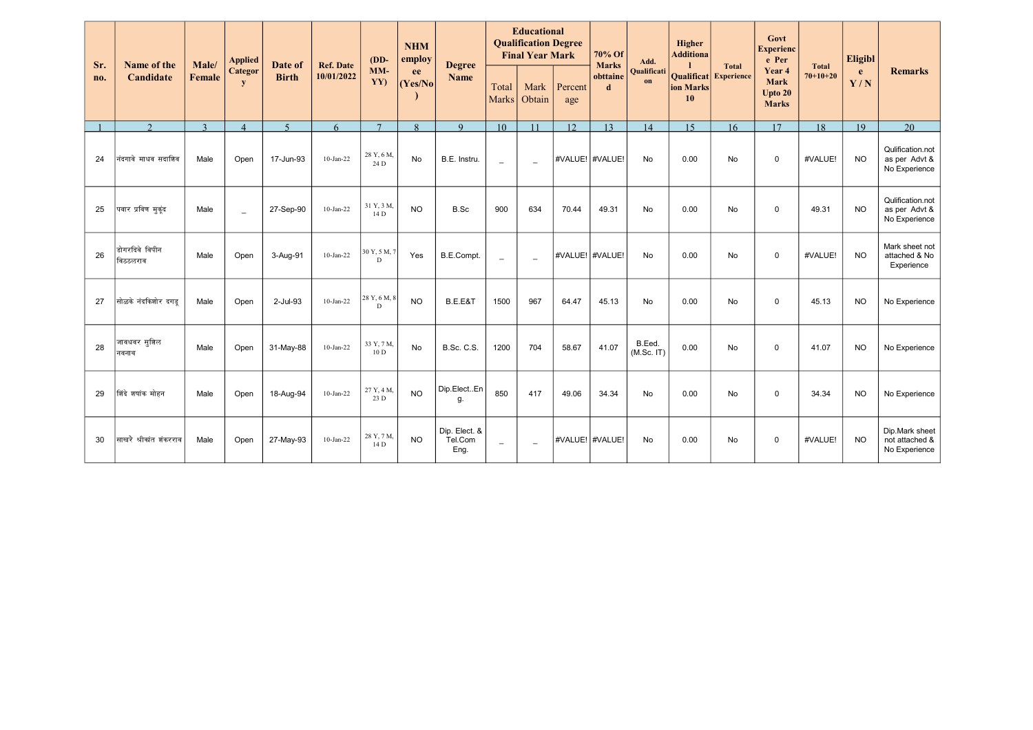| Sr. no. | Name of the Candidate | Male/ Female | Applied Category | Date of Birth | Ref. Date 10/01/2022 | (DD-MM-YY) | NHM employee (Yes/No) | Degree Name | Educational Qualification Degree Final Year Mark | | | 70% Of Marks obttained | Add. Qualification | Higher Additional Qualification Marks 10 | Total Experience | Govt Experience Per Year 4 Mark Upto 20 Marks | Total 70+10+20 | Eligible Y / N | Remarks |
|---|---|---|---|---|---|---|---|---|---|---|---|---|---|---|---|---|---|---|---|
| | | | | | | | | | Total Marks | Mark Obtain | Percentage | | | | | | | | |
| 1 | 2 | 3 | 4 | 5 | 6 | 7 | 8 | 9 | 10 | 11 | 12 | 13 | 14 | 15 | 16 | 17 | 18 | 19 | 20 |
| 24 | नंदगावे माधव सदाशिव | Male | Open | 17-Jun-93 | 10-Jan-22 | 28 Y, 6 M, 24 D | No | B.E. Instru. | _ | _ | #VALUE! | #VALUE! | No | 0.00 | No | 0 | #VALUE! | NO | Qulification.not as per Advt & No Experience |
| 25 | पवार प्रविण मुकुंद | Male | _ | 27-Sep-90 | 10-Jan-22 | 31 Y, 3 M, 14 D | NO | B.Sc | 900 | 634 | 70.44 | 49.31 | No | 0.00 | No | 0 | 49.31 | NO | Qulification.not as per Advt & No Experience |
| 26 | डोगरदिवे विपीन विठ्ठलराव | Male | Open | 3-Aug-91 | 10-Jan-22 | 30 Y, 5 M, 7 D | Yes | B.E.Compt. | _ | _ | #VALUE! | #VALUE! | No | 0.00 | No | 0 | #VALUE! | NO | Mark sheet not attached & No Experience |
| 27 | सोळके नंदकिशोर दगडू | Male | Open | 2-Jul-93 | 10-Jan-22 | 28 Y, 6 M, 8 D | NO | B.E.E&T | 1500 | 967 | 64.47 | 45.13 | No | 0.00 | No | 0 | 45.13 | NO | No Experience |
| 28 | जावधवर सुशिल नवनाथ | Male | Open | 31-May-88 | 10-Jan-22 | 33 Y, 7 M, 10 D | No | B.Sc. C.S. | 1200 | 704 | 58.67 | 41.07 | B.Eed. (M.Sc. IT) | 0.00 | No | 0 | 41.07 | NO | No Experience |
| 29 | शिंदे शशांक मोहन | Male | Open | 18-Aug-94 | 10-Jan-22 | 27 Y, 4 M, 23 D | NO | Dip.Elect..Eng. | 850 | 417 | 49.06 | 34.34 | No | 0.00 | No | 0 | 34.34 | NO | No Experience |
| 30 | साखरे श्रीकांत शंकरराव | Male | Open | 27-May-93 | 10-Jan-22 | 28 Y, 7 M, 14 D | NO | Dip. Elect. & Tel.Com Eng. | _ | _ | #VALUE! | #VALUE! | No | 0.00 | No | 0 | #VALUE! | NO | Dip.Mark sheet not attached & No Experience |